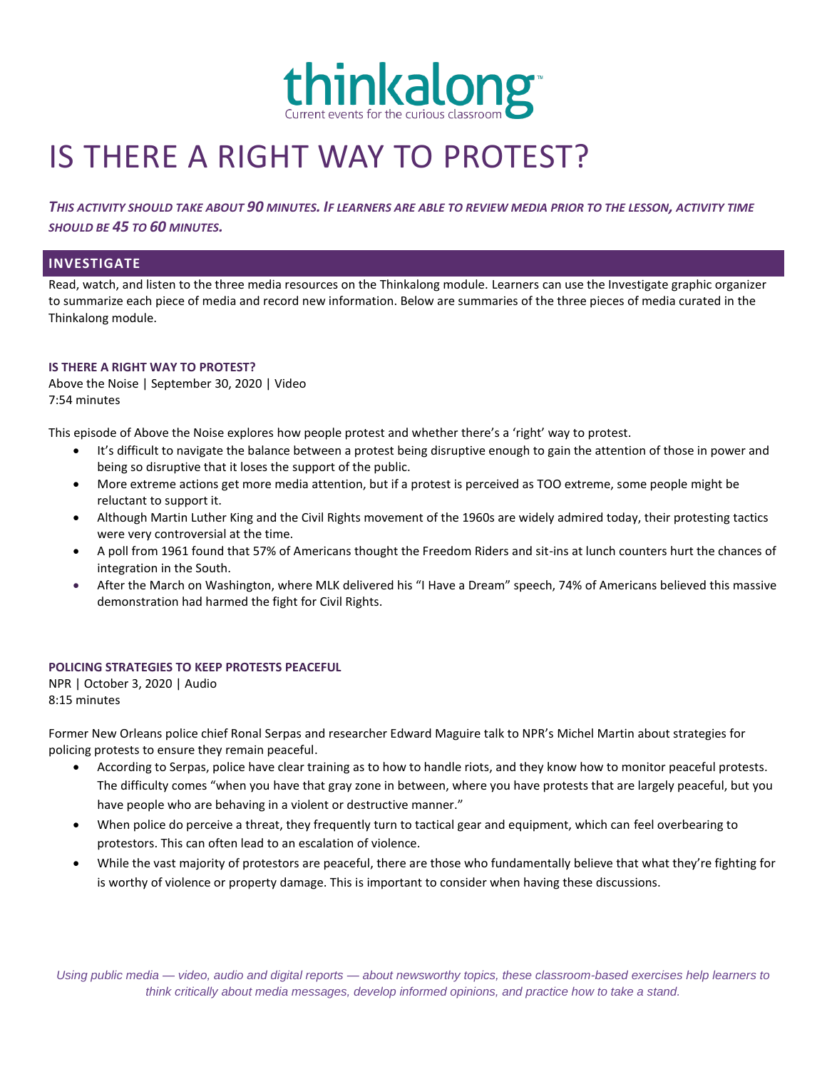# thinkalong

Current events for the curious classroom

# IS THERE A RIGHT WAY TO PROTEST?

***This activity should take about 90 minutes. If learners are able to review media prior to the lesson, activity time should be 45 to 60 minutes.***

## INVESTIGATE

Read, watch, and listen to the three media resources on the Thinkalong module. Learners can use the Investigate graphic organizer to summarize each piece of media and record new information. Below are summaries of the three pieces of media curated in the Thinkalong module.

### IS THERE A RIGHT WAY TO PROTEST?

Above the Noise | September 30, 2020 | Video
7:54 minutes

This episode of Above the Noise explores how people protest and whether there's a 'right' way to protest.

- It's difficult to navigate the balance between a protest being disruptive enough to gain the attention of those in power and being so disruptive that it loses the support of the public.
- More extreme actions get more media attention, but if a protest is perceived as TOO extreme, some people might be reluctant to support it.
- Although Martin Luther King and the Civil Rights movement of the 1960s are widely admired today, their protesting tactics were very controversial at the time.
- A poll from 1961 found that 57% of Americans thought the Freedom Riders and sit-ins at lunch counters hurt the chances of integration in the South.
- After the March on Washington, where MLK delivered his "I Have a Dream" speech, 74% of Americans believed this massive demonstration had harmed the fight for Civil Rights.

### POLICING STRATEGIES TO KEEP PROTESTS PEACEFUL

NPR | October 3, 2020 | Audio
8:15 minutes

Former New Orleans police chief Ronal Serpas and researcher Edward Maguire talk to NPR's Michel Martin about strategies for policing protests to ensure they remain peaceful.

- According to Serpas, police have clear training as to how to handle riots, and they know how to monitor peaceful protests. The difficulty comes "when you have that gray zone in between, where you have protests that are largely peaceful, but you have people who are behaving in a violent or destructive manner."
- When police do perceive a threat, they frequently turn to tactical gear and equipment, which can feel overbearing to protestors. This can often lead to an escalation of violence.
- While the vast majority of protestors are peaceful, there are those who fundamentally believe that what they're fighting for is worthy of violence or property damage. This is important to consider when having these discussions.

*Using public media — video, audio and digital reports — about newsworthy topics, these classroom-based exercises help learners to think critically about media messages, develop informed opinions, and practice how to take a stand.*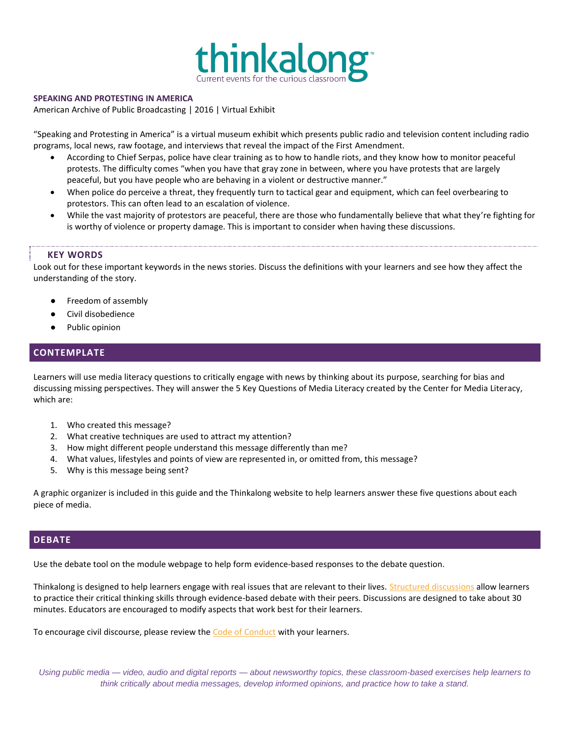# thinkalong

Current events for the curious classroom

**SPEAKING AND PROTESTING IN AMERICA**

American Archive of Public Broadcasting | 2016 | Virtual Exhibit

"Speaking and Protesting in America" is a virtual museum exhibit which presents public radio and television content including radio programs, local news, raw footage, and interviews that reveal the impact of the First Amendment.

- According to Chief Serpas, police have clear training as to how to handle riots, and they know how to monitor peaceful protests. The difficulty comes "when you have that gray zone in between, where you have protests that are largely peaceful, but you have people who are behaving in a violent or destructive manner."
- When police do perceive a threat, they frequently turn to tactical gear and equipment, which can feel overbearing to protestors. This can often lead to an escalation of violence.
- While the vast majority of protestors are peaceful, there are those who fundamentally believe that what they're fighting for is worthy of violence or property damage. This is important to consider when having these discussions.

## KEY WORDS

Look out for these important keywords in the news stories. Discuss the definitions with your learners and see how they affect the understanding of the story.

- Freedom of assembly
- Civil disobedience
- Public opinion

## CONTEMPLATE

Learners will use media literacy questions to critically engage with news by thinking about its purpose, searching for bias and discussing missing perspectives. They will answer the 5 Key Questions of Media Literacy created by the Center for Media Literacy, which are:

1. Who created this message?
2. What creative techniques are used to attract my attention?
3. How might different people understand this message differently than me?
4. What values, lifestyles and points of view are represented in, or omitted from, this message?
5. Why is this message being sent?

A graphic organizer is included in this guide and the Thinkalong website to help learners answer these five questions about each piece of media.

## DEBATE

Use the debate tool on the module webpage to help form evidence-based responses to the debate question.

Thinkalong is designed to help learners engage with real issues that are relevant to their lives. Structured discussions allow learners to practice their critical thinking skills through evidence-based debate with their peers. Discussions are designed to take about 30 minutes. Educators are encouraged to modify aspects that work best for their learners.

To encourage civil discourse, please review the Code of Conduct with your learners.

*Using public media — video, audio and digital reports — about newsworthy topics, these classroom-based exercises help learners to think critically about media messages, develop informed opinions, and practice how to take a stand.*